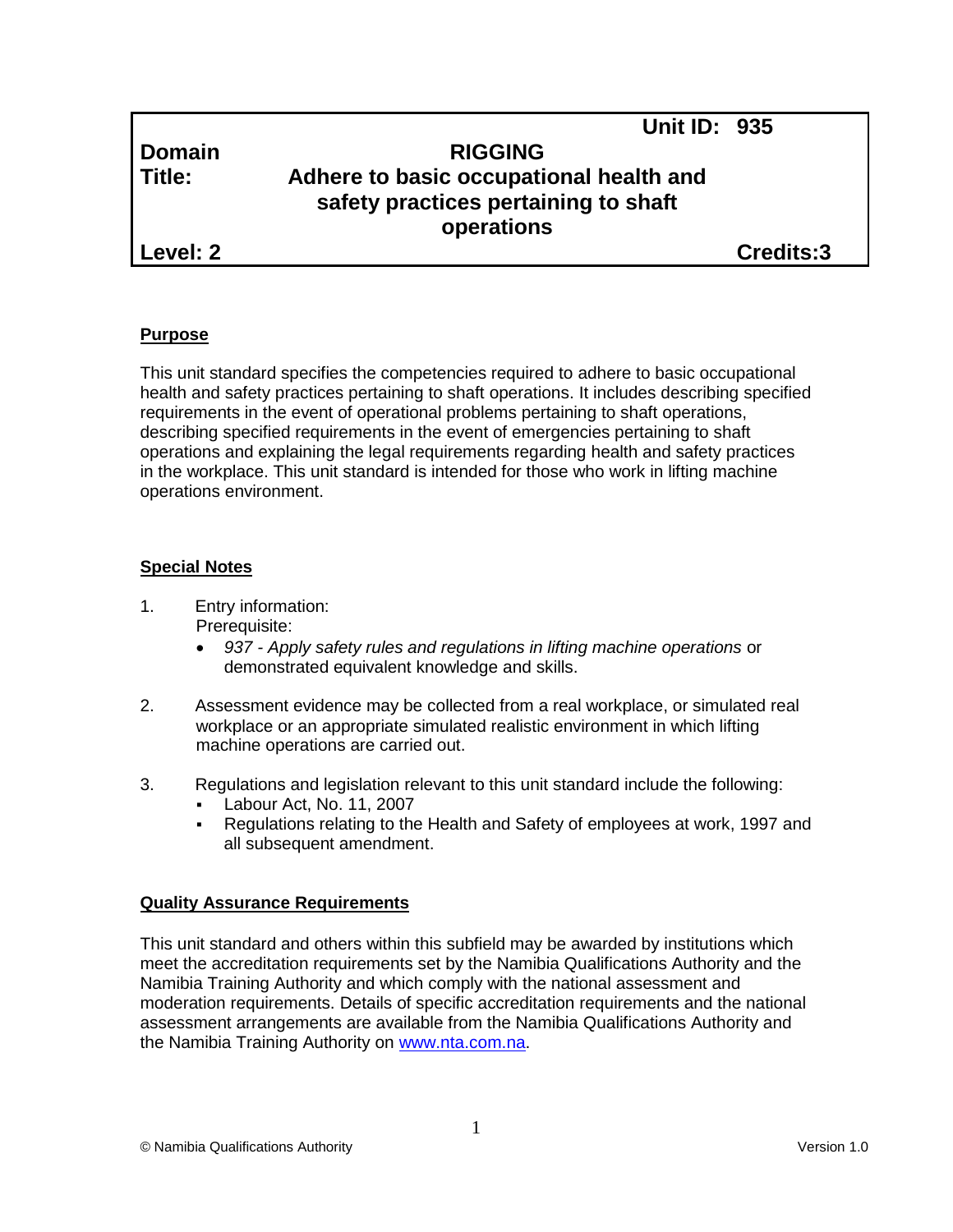| | | |
|---|---|---|
| | | **Unit ID: 935** |
| **Domain** | **RIGGING** | |
| **Title:** | **Adhere to basic occupational health and safety practices pertaining to shaft operations** | |
| **Level: 2** | | **Credits:3** |

## Purpose

This unit standard specifies the competencies required to adhere to basic occupational health and safety practices pertaining to shaft operations. It includes describing specified requirements in the event of operational problems pertaining to shaft operations, describing specified requirements in the event of emergencies pertaining to shaft operations and explaining the legal requirements regarding health and safety practices in the workplace. This unit standard is intended for those who work in lifting machine operations environment.

## Special Notes

1. Entry information:
   Prerequisite:
   - *937 - Apply safety rules and regulations in lifting machine operations* or demonstrated equivalent knowledge and skills.

2. Assessment evidence may be collected from a real workplace, or simulated real workplace or an appropriate simulated realistic environment in which lifting machine operations are carried out.

3. Regulations and legislation relevant to this unit standard include the following:
   - Labour Act, No. 11, 2007
   - Regulations relating to the Health and Safety of employees at work, 1997 and all subsequent amendment.

## Quality Assurance Requirements

This unit standard and others within this subfield may be awarded by institutions which meet the accreditation requirements set by the Namibia Qualifications Authority and the Namibia Training Authority and which comply with the national assessment and moderation requirements. Details of specific accreditation requirements and the national assessment arrangements are available from the Namibia Qualifications Authority and the Namibia Training Authority on www.nta.com.na.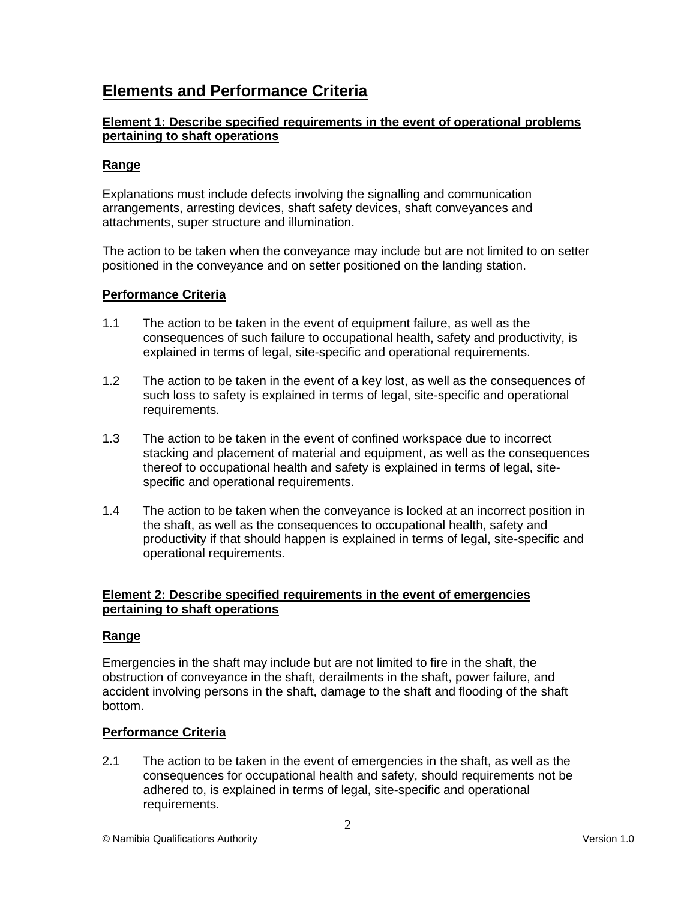# Elements and Performance Criteria

### Element 1: Describe specified requirements in the event of operational problems pertaining to shaft operations

#### Range

Explanations must include defects involving the signalling and communication arrangements, arresting devices, shaft safety devices, shaft conveyances and attachments, super structure and illumination.

The action to be taken when the conveyance may include but are not limited to on setter positioned in the conveyance and on setter positioned on the landing station.

#### Performance Criteria

1.1 The action to be taken in the event of equipment failure, as well as the consequences of such failure to occupational health, safety and productivity, is explained in terms of legal, site-specific and operational requirements.

1.2 The action to be taken in the event of a key lost, as well as the consequences of such loss to safety is explained in terms of legal, site-specific and operational requirements.

1.3 The action to be taken in the event of confined workspace due to incorrect stacking and placement of material and equipment, as well as the consequences thereof to occupational health and safety is explained in terms of legal, site-specific and operational requirements.

1.4 The action to be taken when the conveyance is locked at an incorrect position in the shaft, as well as the consequences to occupational health, safety and productivity if that should happen is explained in terms of legal, site-specific and operational requirements.

### Element 2: Describe specified requirements in the event of emergencies pertaining to shaft operations

#### Range

Emergencies in the shaft may include but are not limited to fire in the shaft, the obstruction of conveyance in the shaft, derailments in the shaft, power failure, and accident involving persons in the shaft, damage to the shaft and flooding of the shaft bottom.

#### Performance Criteria

2.1 The action to be taken in the event of emergencies in the shaft, as well as the consequences for occupational health and safety, should requirements not be adhered to, is explained in terms of legal, site-specific and operational requirements.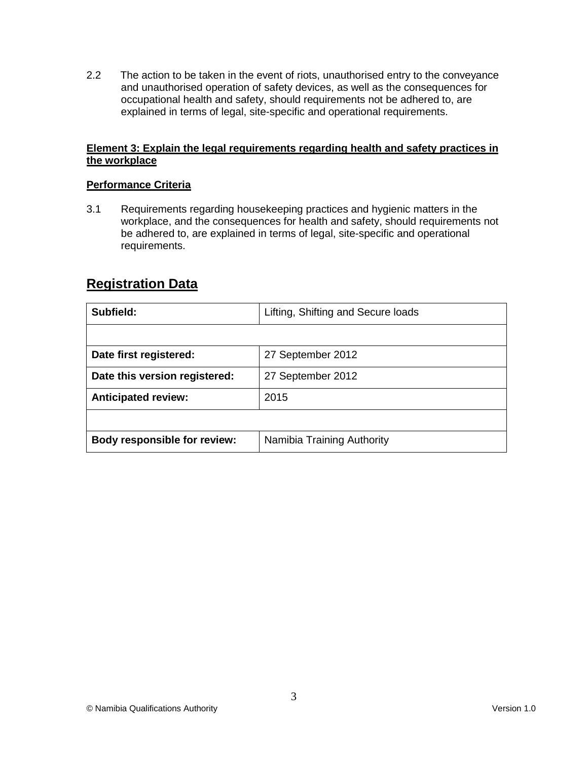2.2 The action to be taken in the event of riots, unauthorised entry to the conveyance and unauthorised operation of safety devices, as well as the consequences for occupational health and safety, should requirements not be adhered to, are explained in terms of legal, site-specific and operational requirements.

**Element 3: Explain the legal requirements regarding health and safety practices in the workplace**

**Performance Criteria**

3.1 Requirements regarding housekeeping practices and hygienic matters in the workplace, and the consequences for health and safety, should requirements not be adhered to, are explained in terms of legal, site-specific and operational requirements.

## Registration Data

| | |
|---|---|
| **Subfield:** | Lifting, Shifting and Secure loads |
| | |
| **Date first registered:** | 27 September 2012 |
| **Date this version registered:** | 27 September 2012 |
| **Anticipated review:** | 2015 |
| | |
| **Body responsible for review:** | Namibia Training Authority |